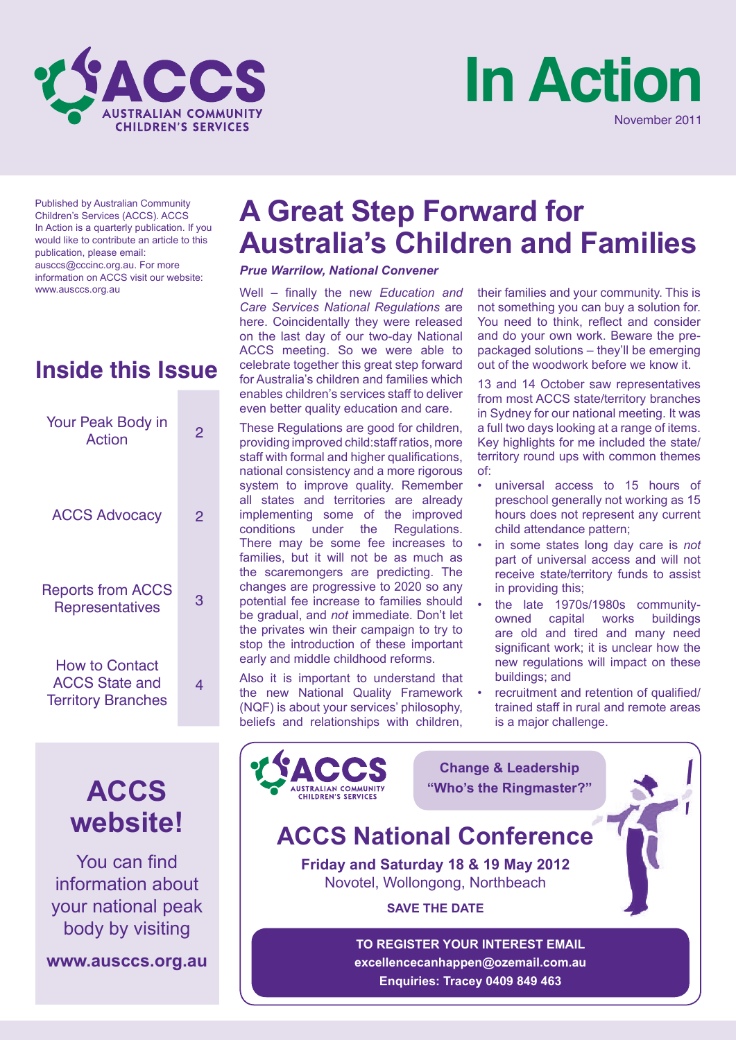# In Action

November 2011

Published by Australian Community Children's Services (ACCS). ACCS In Action is a quarterly publication. If you would like to contribute an article to this publication, please email: ausccs@cccinc.org.au. For more information on ACCS visit our website: www.ausccs.org.au

## Inside this Issue

| | |
|---|---|
| Your Peak Body in Action | 2 |
| ACCS Advocacy | 2 |
| Reports from ACCS Representatives | 3 |
| How to Contact ACCS State and Territory Branches | 4 |

## ACCS website!

You can find information about your national peak body by visiting

**www.ausccs.org.au**

# A Great Step Forward for Australia's Children and Families

***Prue Warrilow, National Convener***

Well – finally the new *Education and Care Services National Regulations* are here. Coincidentally they were released on the last day of our two-day National ACCS meeting. So we were able to celebrate together this great step forward for Australia's children and families which enables children's services staff to deliver even better quality education and care.

These Regulations are good for children, providing improved child:staff ratios, more staff with formal and higher qualifications, national consistency and a more rigorous system to improve quality. Remember all states and territories are already implementing some of the improved conditions under the Regulations. There may be some fee increases to families, but it will not be as much as the scaremongers are predicting. The changes are progressive to 2020 so any potential fee increase to families should be gradual, and *not* immediate. Don't let the privates win their campaign to try to stop the introduction of these important early and middle childhood reforms.

Also it is important to understand that the new National Quality Framework (NQF) is about your services' philosophy, beliefs and relationships with children, their families and your community. This is not something you can buy a solution for. You need to think, reflect and consider and do your own work. Beware the pre-packaged solutions – they'll be emerging out of the woodwork before we know it.

13 and 14 October saw representatives from most ACCS state/territory branches in Sydney for our national meeting. It was a full two days looking at a range of items. Key highlights for me included the state/territory round ups with common themes of:

- universal access to 15 hours of preschool generally not working as 15 hours does not represent any current child attendance pattern;
- in some states long day care is *not* part of universal access and will not receive state/territory funds to assist in providing this;
- the late 1970s/1980s community-owned capital works buildings are old and tired and many need significant work; it is unclear how the new regulations will impact on these buildings; and
- recruitment and retention of qualified/trained staff in rural and remote areas is a major challenge.

**Change & Leadership "Who's the Ringmaster?"**

## ACCS National Conference

**Friday and Saturday 18 & 19 May 2012**
Novotel, Wollongong, Northbeach

**SAVE THE DATE**

**TO REGISTER YOUR INTEREST EMAIL**
**excellencecanhappen@ozemail.com.au**
**Enquiries: Tracey 0409 849 463**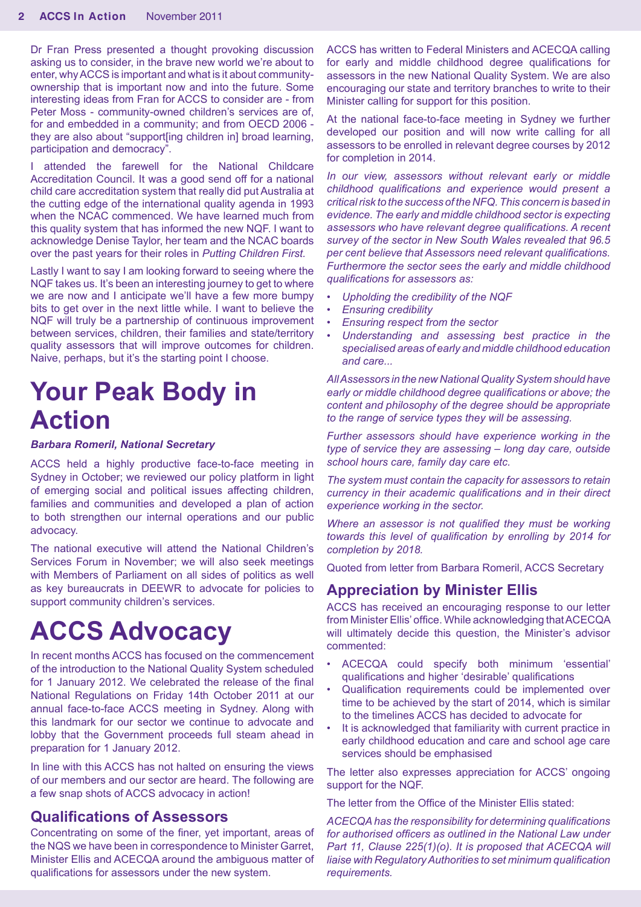Dr Fran Press presented a thought provoking discussion asking us to consider, in the brave new world we're about to enter, why ACCS is important and what is it about community-ownership that is important now and into the future. Some interesting ideas from Fran for ACCS to consider are - from Peter Moss - community-owned children's services are of, for and embedded in a community; and from OECD 2006 - they are also about "support[ing children in] broad learning, participation and democracy".

I attended the farewell for the National Childcare Accreditation Council. It was a good send off for a national child care accreditation system that really did put Australia at the cutting edge of the international quality agenda in 1993 when the NCAC commenced. We have learned much from this quality system that has informed the new NQF. I want to acknowledge Denise Taylor, her team and the NCAC boards over the past years for their roles in *Putting Children First.*

Lastly I want to say I am looking forward to seeing where the NQF takes us. It's been an interesting journey to get to where we are now and I anticipate we'll have a few more bumpy bits to get over in the next little while. I want to believe the NQF will truly be a partnership of continuous improvement between services, children, their families and state/territory quality assessors that will improve outcomes for children. Naive, perhaps, but it's the starting point I choose.

# Your Peak Body in Action

***Barbara Romeril, National Secretary***

ACCS held a highly productive face-to-face meeting in Sydney in October; we reviewed our policy platform in light of emerging social and political issues affecting children, families and communities and developed a plan of action to both strengthen our internal operations and our public advocacy.

The national executive will attend the National Children's Services Forum in November; we will also seek meetings with Members of Parliament on all sides of politics as well as key bureaucrats in DEEWR to advocate for policies to support community children's services.

# ACCS Advocacy

In recent months ACCS has focused on the commencement of the introduction to the National Quality System scheduled for 1 January 2012. We celebrated the release of the final National Regulations on Friday 14th October 2011 at our annual face-to-face ACCS meeting in Sydney. Along with this landmark for our sector we continue to advocate and lobby that the Government proceeds full steam ahead in preparation for 1 January 2012.

In line with this ACCS has not halted on ensuring the views of our members and our sector are heard. The following are a few snap shots of ACCS advocacy in action!

## Qualifications of Assessors

Concentrating on some of the finer, yet important, areas of the NQS we have been in correspondence to Minister Garret, Minister Ellis and ACECQA around the ambiguous matter of qualifications for assessors under the new system.

ACCS has written to Federal Ministers and ACECQA calling for early and middle childhood degree qualifications for assessors in the new National Quality System. We are also encouraging our state and territory branches to write to their Minister calling for support for this position.

At the national face-to-face meeting in Sydney we further developed our position and will now write calling for all assessors to be enrolled in relevant degree courses by 2012 for completion in 2014.

*In our view, assessors without relevant early or middle childhood qualifications and experience would present a critical risk to the success of the NFQ. This concern is based in evidence. The early and middle childhood sector is expecting assessors who have relevant degree qualifications. A recent survey of the sector in New South Wales revealed that 96.5 per cent believe that Assessors need relevant qualifications. Furthermore the sector sees the early and middle childhood qualifications for assessors as:*

- *Upholding the credibility of the NQF*
- *Ensuring credibility*
- *Ensuring respect from the sector*
- *Understanding and assessing best practice in the specialised areas of early and middle childhood education and care...*

*All Assessors in the new National Quality System should have early or middle childhood degree qualifications or above; the content and philosophy of the degree should be appropriate to the range of service types they will be assessing.*

*Further assessors should have experience working in the type of service they are assessing – long day care, outside school hours care, family day care etc.*

*The system must contain the capacity for assessors to retain currency in their academic qualifications and in their direct experience working in the sector.*

*Where an assessor is not qualified they must be working towards this level of qualification by enrolling by 2014 for completion by 2018.*

Quoted from letter from Barbara Romeril, ACCS Secretary

## Appreciation by Minister Ellis

ACCS has received an encouraging response to our letter from Minister Ellis' office. While acknowledging that ACECQA will ultimately decide this question, the Minister's advisor commented:

- ACECQA could specify both minimum 'essential' qualifications and higher 'desirable' qualifications
- Qualification requirements could be implemented over time to be achieved by the start of 2014, which is similar to the timelines ACCS has decided to advocate for
- It is acknowledged that familiarity with current practice in early childhood education and care and school age care services should be emphasised

The letter also expresses appreciation for ACCS' ongoing support for the NQF.

The letter from the Office of the Minister Ellis stated:

*ACECQA has the responsibility for determining qualifications for authorised officers as outlined in the National Law under Part 11, Clause 225(1)(o). It is proposed that ACECQA will liaise with Regulatory Authorities to set minimum qualification requirements.*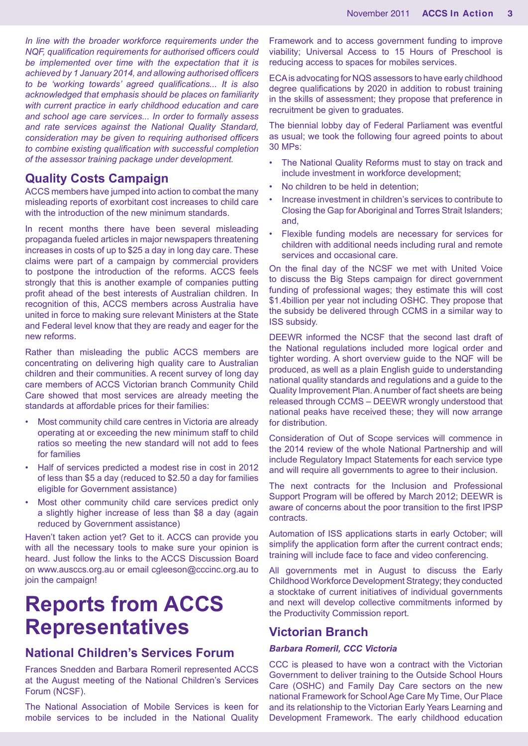*In line with the broader workforce requirements under the NQF, qualification requirements for authorised officers could be implemented over time with the expectation that it is achieved by 1 January 2014, and allowing authorised officers to be 'working towards' agreed qualifications... It is also acknowledged that emphasis should be places on familiarity with current practice in early childhood education and care and school age care services... In order to formally assess and rate services against the National Quality Standard, consideration may be given to requiring authorised officers to combine existing qualification with successful completion of the assessor training package under development.*

## Quality Costs Campaign

ACCS members have jumped into action to combat the many misleading reports of exorbitant cost increases to child care with the introduction of the new minimum standards.

In recent months there have been several misleading propaganda fueled articles in major newspapers threatening increases in costs of up to $25 a day in long day care. These claims were part of a campaign by commercial providers to postpone the introduction of the reforms. ACCS feels strongly that this is another example of companies putting profit ahead of the best interests of Australian children. In recognition of this, ACCS members across Australia have united in force to making sure relevant Ministers at the State and Federal level know that they are ready and eager for the new reforms.

Rather than misleading the public ACCS members are concentrating on delivering high quality care to Australian children and their communities. A recent survey of long day care members of ACCS Victorian branch Community Child Care showed that most services are already meeting the standards at affordable prices for their families:

- Most community child care centres in Victoria are already operating at or exceeding the new minimum staff to child ratios so meeting the new standard will not add to fees for families
- Half of services predicted a modest rise in cost in 2012 of less than $5 a day (reduced to $2.50 a day for families eligible for Government assistance)
- Most other community child care services predict only a slightly higher increase of less than $8 a day (again reduced by Government assistance)

Haven't taken action yet? Get to it. ACCS can provide you with all the necessary tools to make sure your opinion is heard. Just follow the links to the ACCS Discussion Board on www.ausccs.org.au or email cgleeson@cccinc.org.au to join the campaign!

# Reports from ACCS Representatives

## National Children's Services Forum

Frances Snedden and Barbara Romeril represented ACCS at the August meeting of the National Children's Services Forum (NCSF).

The National Association of Mobile Services is keen for mobile services to be included in the National Quality Framework and to access government funding to improve viability; Universal Access to 15 Hours of Preschool is reducing access to spaces for mobiles services.

ECA is advocating for NQS assessors to have early childhood degree qualifications by 2020 in addition to robust training in the skills of assessment; they propose that preference in recruitment be given to graduates.

The biennial lobby day of Federal Parliament was eventful as usual; we took the following four agreed points to about 30 MPs:

- The National Quality Reforms must to stay on track and include investment in workforce development;
- No children to be held in detention;
- Increase investment in children's services to contribute to Closing the Gap for Aboriginal and Torres Strait Islanders; and,
- Flexible funding models are necessary for services for children with additional needs including rural and remote services and occasional care.

On the final day of the NCSF we met with United Voice to discuss the Big Steps campaign for direct government funding of professional wages; they estimate this will cost $1.4billion per year not including OSHC. They propose that the subsidy be delivered through CCMS in a similar way to ISS subsidy.

DEEWR informed the NCSF that the second last draft of the National regulations included more logical order and tighter wording. A short overview guide to the NQF will be produced, as well as a plain English guide to understanding national quality standards and regulations and a guide to the Quality Improvement Plan. A number of fact sheets are being released through CCMS – DEEWR wrongly understood that national peaks have received these; they will now arrange for distribution.

Consideration of Out of Scope services will commence in the 2014 review of the whole National Partnership and will include Regulatory Impact Statements for each service type and will require all governments to agree to their inclusion.

The next contracts for the Inclusion and Professional Support Program will be offered by March 2012; DEEWR is aware of concerns about the poor transition to the first IPSP contracts.

Automation of ISS applications starts in early October; will simplify the application form after the current contract ends; training will include face to face and video conferencing.

All governments met in August to discuss the Early Childhood Workforce Development Strategy; they conducted a stocktake of current initiatives of individual governments and next will develop collective commitments informed by the Productivity Commission report.

## Victorian Branch

***Barbara Romeril, CCC Victoria***

CCC is pleased to have won a contract with the Victorian Government to deliver training to the Outside School Hours Care (OSHC) and Family Day Care sectors on the new national Framework for School Age Care My Time, Our Place and its relationship to the Victorian Early Years Learning and Development Framework. The early childhood education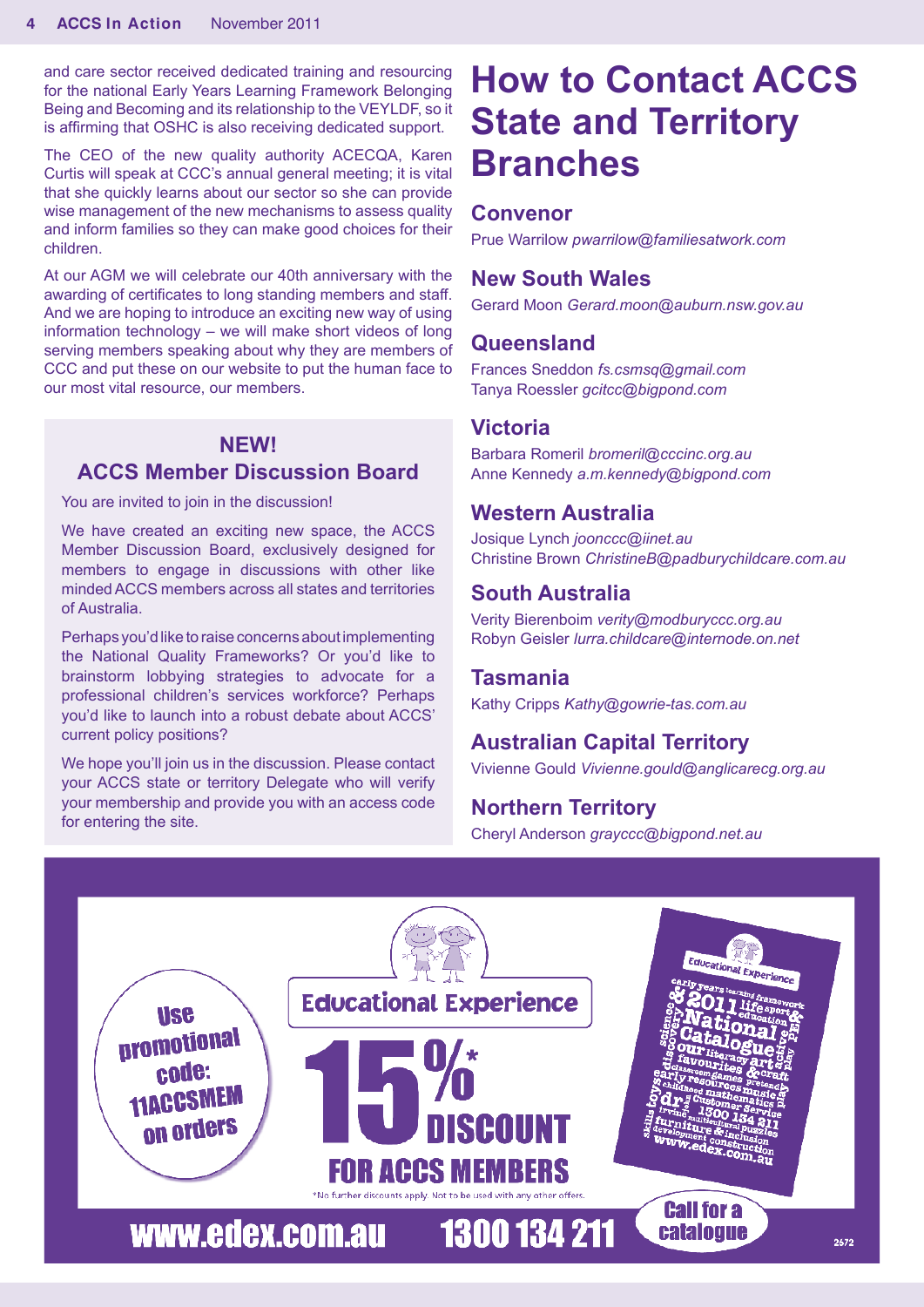and care sector received dedicated training and resourcing for the national Early Years Learning Framework Belonging Being and Becoming and its relationship to the VEYLDF, so it is affirming that OSHC is also receiving dedicated support.

The CEO of the new quality authority ACECQA, Karen Curtis will speak at CCC's annual general meeting; it is vital that she quickly learns about our sector so she can provide wise management of the new mechanisms to assess quality and inform families so they can make good choices for their children.

At our AGM we will celebrate our 40th anniversary with the awarding of certificates to long standing members and staff. And we are hoping to introduce an exciting new way of using information technology – we will make short videos of long serving members speaking about why they are members of CCC and put these on our website to put the human face to our most vital resource, our members.

## NEW! ACCS Member Discussion Board

You are invited to join in the discussion!

We have created an exciting new space, the ACCS Member Discussion Board, exclusively designed for members to engage in discussions with other like minded ACCS members across all states and territories of Australia.

Perhaps you'd like to raise concerns about implementing the National Quality Frameworks? Or you'd like to brainstorm lobbying strategies to advocate for a professional children's services workforce? Perhaps you'd like to launch into a robust debate about ACCS' current policy positions?

We hope you'll join us in the discussion. Please contact your ACCS state or territory Delegate who will verify your membership and provide you with an access code for entering the site.

# How to Contact ACCS State and Territory Branches

## Convenor

Prue Warrilow *pwarrilow@familiesatwork.com*

## New South Wales

Gerard Moon *Gerard.moon@auburn.nsw.gov.au*

## Queensland

Frances Sneddon *fs.csmsq@gmail.com*
Tanya Roessler *gcitcc@bigpond.com*

## Victoria

Barbara Romeril *bromeril@cccinc.org.au*
Anne Kennedy *a.m.kennedy@bigpond.com*

## Western Australia

Josique Lynch *joonccc@iinet.au*
Christine Brown *ChristineB@padburychildcare.com.au*

## South Australia

Verity Bierenboim *verity@modburyccc.org.au*
Robyn Geisler *lurra.childcare@internode.on.net*

## Tasmania

Kathy Cripps *Kathy@gowrie-tas.com.au*

## Australian Capital Territory

Vivienne Gould *Vivienne.gould@anglicarecg.org.au*

## Northern Territory

Cheryl Anderson *grayccc@bigpond.net.au*

---

Use promotional code: 11ACCSMEM on orders

**Educational Experience**

**15%* DISCOUNT FOR ACCS MEMBERS**

*No further discounts apply. Not to be used with any other offers.

**www.edex.com.au 1300 134 211**

Call for a catalogue

2672